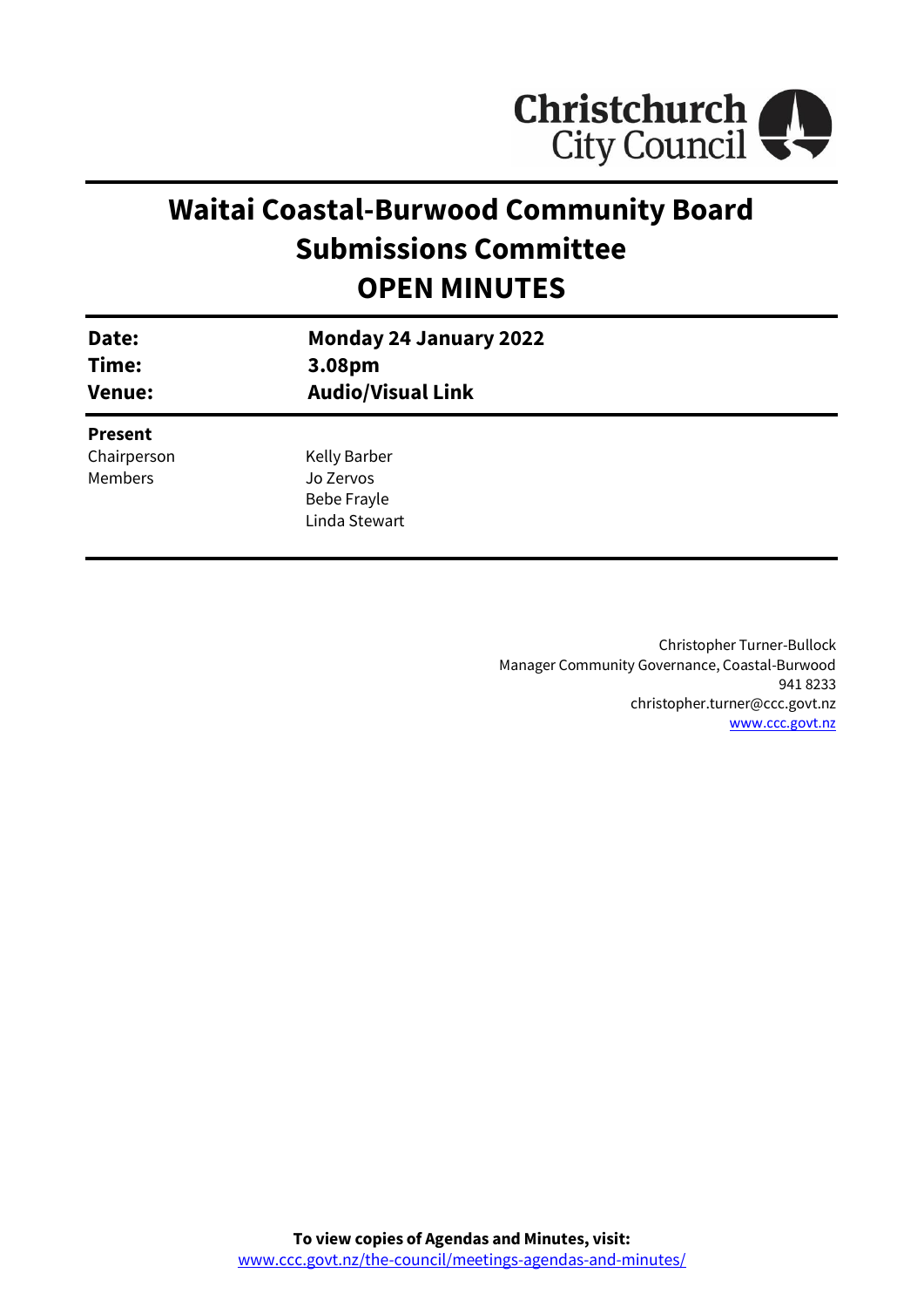# Waitai Coastal-Burwood Community Board Submissions Committee
# OPEN MINUTES

| | |
|---|---|
| **Date:** | **Monday 24 January 2022** |
| **Time:** | **3.08pm** |
| **Venue:** | **Audio/Visual Link** |

**Present**

| | |
|---|---|
| Chairperson | Kelly Barber |
| Members | Jo Zervos |
| | Bebe Frayle |
| | Linda Stewart |

Christopher Turner-Bullock
Manager Community Governance, Coastal-Burwood
941 8233
christopher.turner@ccc.govt.nz
www.ccc.govt.nz

**To view copies of Agendas and Minutes, visit:**
www.ccc.govt.nz/the-council/meetings-agendas-and-minutes/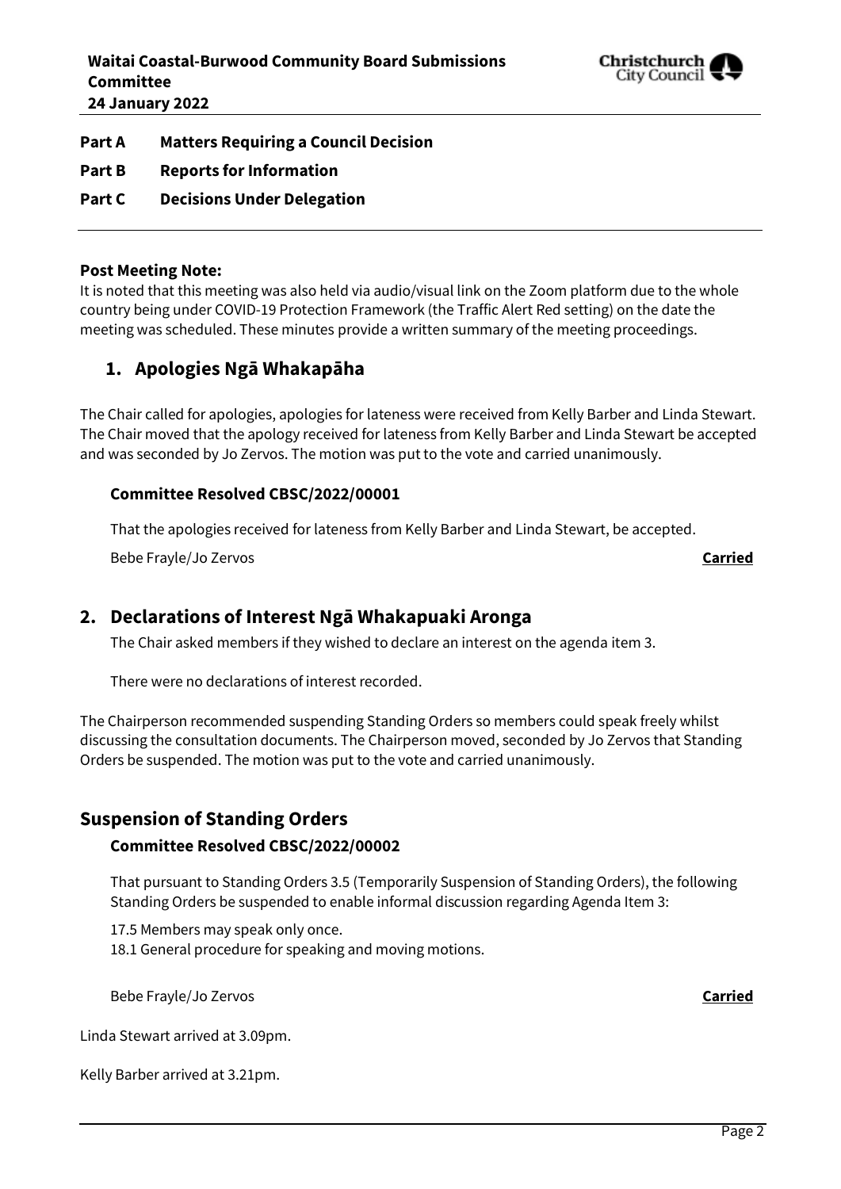**Part A Matters Requiring a Council Decision**

**Part B Reports for Information**

**Part C Decisions Under Delegation**

**Post Meeting Note:**
It is noted that this meeting was also held via audio/visual link on the Zoom platform due to the whole country being under COVID-19 Protection Framework (the Traffic Alert Red setting) on the date the meeting was scheduled. These minutes provide a written summary of the meeting proceedings.

## 1. Apologies Ngā Whakapāha

The Chair called for apologies, apologies for lateness were received from Kelly Barber and Linda Stewart. The Chair moved that the apology received for lateness from Kelly Barber and Linda Stewart be accepted and was seconded by Jo Zervos. The motion was put to the vote and carried unanimously.

### Committee Resolved CBSC/2022/00001

That the apologies received for lateness from Kelly Barber and Linda Stewart, be accepted.

Bebe Frayle/Jo Zervos **Carried**

## 2. Declarations of Interest Ngā Whakapuaki Aronga

The Chair asked members if they wished to declare an interest on the agenda item 3.

There were no declarations of interest recorded.

The Chairperson recommended suspending Standing Orders so members could speak freely whilst discussing the consultation documents. The Chairperson moved, seconded by Jo Zervos that Standing Orders be suspended. The motion was put to the vote and carried unanimously.

## Suspension of Standing Orders

### Committee Resolved CBSC/2022/00002

That pursuant to Standing Orders 3.5 (Temporarily Suspension of Standing Orders), the following Standing Orders be suspended to enable informal discussion regarding Agenda Item 3:

17.5 Members may speak only once.
18.1 General procedure for speaking and moving motions.

Bebe Frayle/Jo Zervos **Carried**

Linda Stewart arrived at 3.09pm.

Kelly Barber arrived at 3.21pm.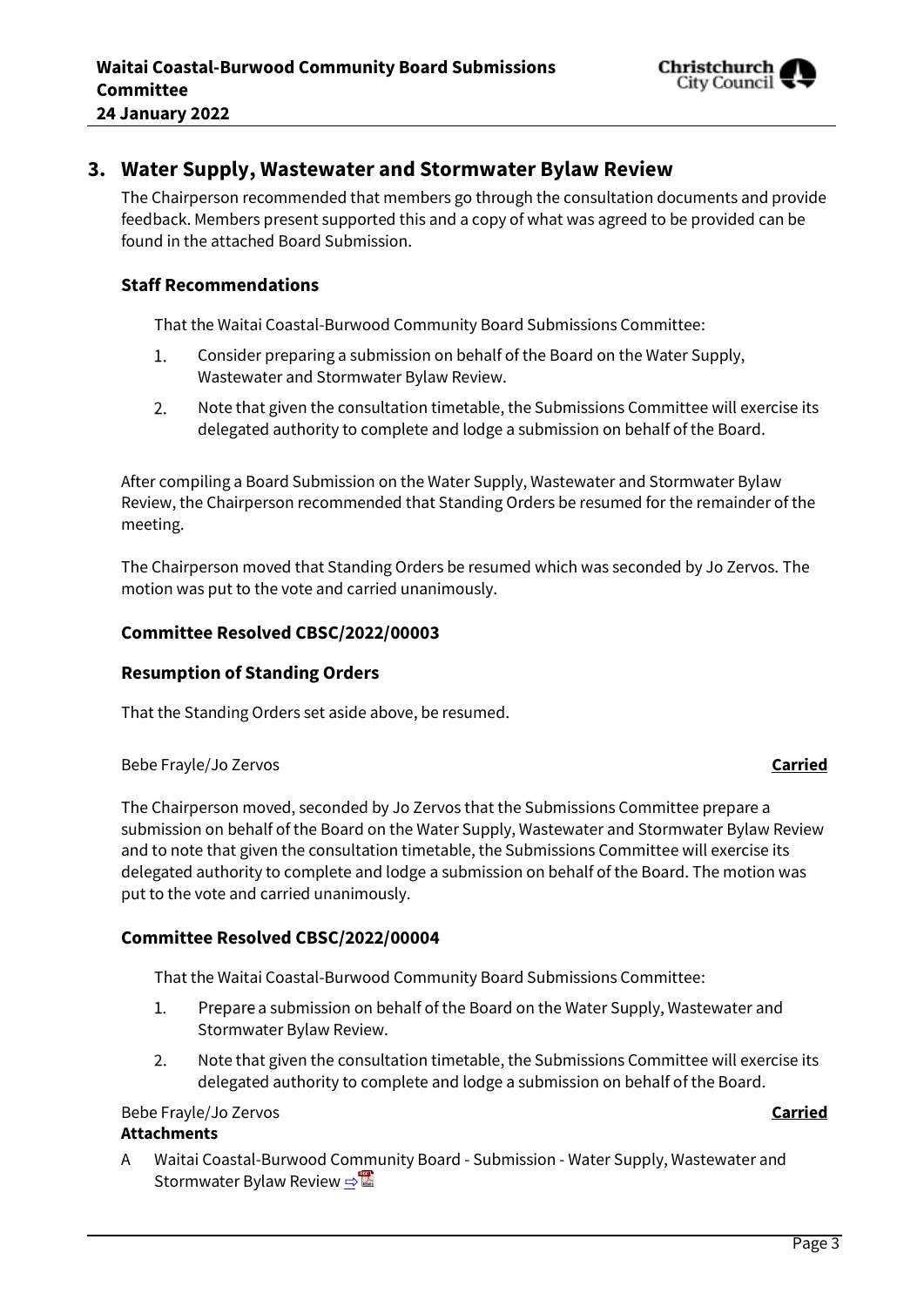## 3. Water Supply, Wastewater and Stormwater Bylaw Review

The Chairperson recommended that members go through the consultation documents and provide feedback. Members present supported this and a copy of what was agreed to be provided can be found in the attached Board Submission.

### Staff Recommendations

That the Waitai Coastal-Burwood Community Board Submissions Committee:

1. Consider preparing a submission on behalf of the Board on the Water Supply, Wastewater and Stormwater Bylaw Review.
2. Note that given the consultation timetable, the Submissions Committee will exercise its delegated authority to complete and lodge a submission on behalf of the Board.

After compiling a Board Submission on the Water Supply, Wastewater and Stormwater Bylaw Review, the Chairperson recommended that Standing Orders be resumed for the remainder of the meeting.

The Chairperson moved that Standing Orders be resumed which was seconded by Jo Zervos. The motion was put to the vote and carried unanimously.

### Committee Resolved CBSC/2022/00003

### Resumption of Standing Orders

That the Standing Orders set aside above, be resumed.

Bebe Frayle/Jo Zervos **Carried**

The Chairperson moved, seconded by Jo Zervos that the Submissions Committee prepare a submission on behalf of the Board on the Water Supply, Wastewater and Stormwater Bylaw Review and to note that given the consultation timetable, the Submissions Committee will exercise its delegated authority to complete and lodge a submission on behalf of the Board. The motion was put to the vote and carried unanimously.

### Committee Resolved CBSC/2022/00004

That the Waitai Coastal-Burwood Community Board Submissions Committee:

1. Prepare a submission on behalf of the Board on the Water Supply, Wastewater and Stormwater Bylaw Review.
2. Note that given the consultation timetable, the Submissions Committee will exercise its delegated authority to complete and lodge a submission on behalf of the Board.

Bebe Frayle/Jo Zervos **Carried**

**Attachments**

A Waitai Coastal-Burwood Community Board - Submission - Water Supply, Wastewater and Stormwater Bylaw Review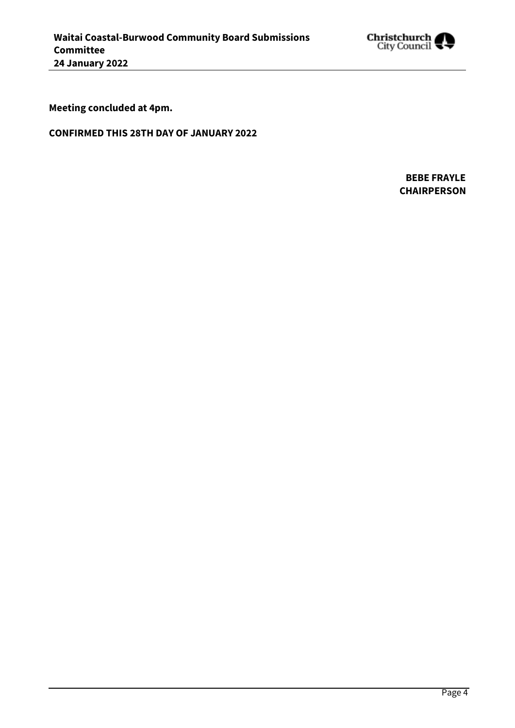**Meeting concluded at 4pm.**

**CONFIRMED THIS 28TH DAY OF JANUARY 2022**

**BEBE FRAYLE**
**CHAIRPERSON**